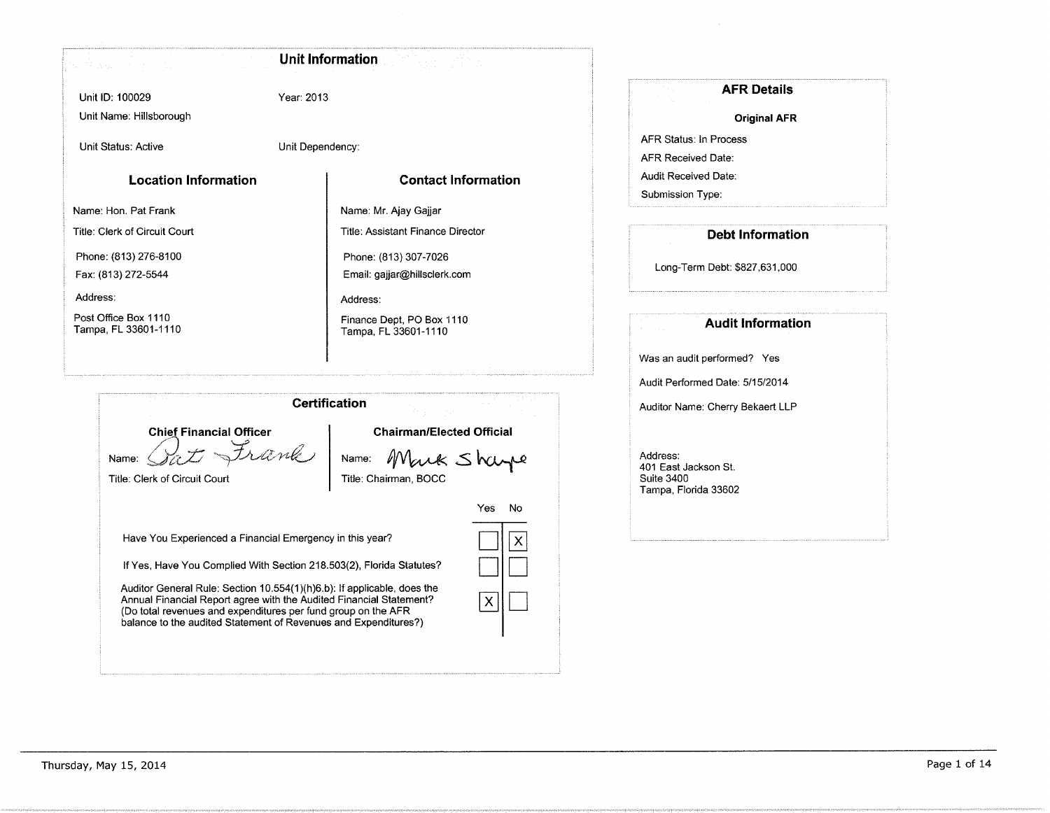## Unit Information

Unit ID: 100029

Year: 2013

Unit Name: Hillsborough

Unit Status: Active

Unit Dependency:

### Location Information

Name: Hon. Pat Frank

Title: Clerk of Circuit Court

Phone: (813) 276-8100

Fax: (813) 272-5544

Address:

Post Office Box 1110
Tampa, FL 33601-1110

### Contact Information

Name: Mr. Ajay Gajjar

Title: Assistant Finance Director

Phone: (813) 307-7026

Email: gajjar@hillsclerk.com

Address:

Finance Dept, PO Box 1110
Tampa, FL 33601-1110

## AFR Details

**Original AFR**

AFR Status: In Process

AFR Received Date:

Audit Received Date:

Submission Type:

## Debt Information

Long-Term Debt: $827,631,000

## Audit Information

Was an audit performed? Yes

Audit Performed Date: 5/15/2014

Auditor Name: Cherry Bekaert LLP

Address:
401 East Jackson St.
Suite 3400
Tampa, Florida 33602

## Certification

**Chief Financial Officer**

Name: Pat Frank

Title: Clerk of Circuit Court

**Chairman/Elected Official**

Name: Mark Sharpe

Title: Chairman, BOCC

| | Yes | No |
|---|---|---|
| Have You Experienced a Financial Emergency in this year? | | X |
| If Yes, Have You Complied With Section 218.503(2), Florida Statutes? | | |
| Auditor General Rule: Section 10.554(1)(h)6.b): If applicable, does the Annual Financial Report agree with the Audited Financial Statement? (Do total revenues and expenditures per fund group on the AFR balance to the audited Statement of Revenues and Expenditures?) | X | |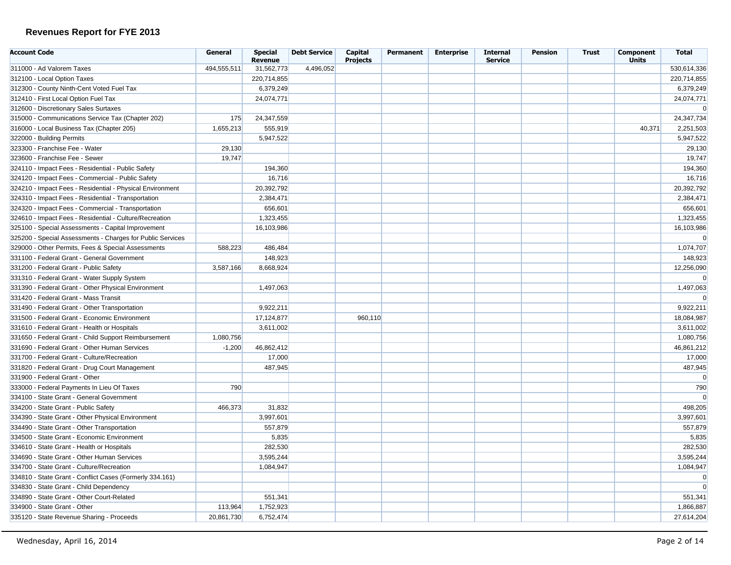## Revenues Report for FYE 2013

| Account Code | General | Special Revenue | Debt Service | Capital Projects | Permanent | Enterprise | Internal Service | Pension | Trust | Component Units | Total |
|---|---|---|---|---|---|---|---|---|---|---|---|
| 311000 - Ad Valorem Taxes | 494,555,511 | 31,562,773 | 4,496,052 | | | | | | | | 530,614,336 |
| 312100 - Local Option Taxes | | 220,714,855 | | | | | | | | | 220,714,855 |
| 312300 - County Ninth-Cent Voted Fuel Tax | | 6,379,249 | | | | | | | | | 6,379,249 |
| 312410 - First Local Option Fuel Tax | | 24,074,771 | | | | | | | | | 24,074,771 |
| 312600 - Discretionary Sales Surtaxes | | | | | | | | | | | 0 |
| 315000 - Communications Service Tax (Chapter 202) | 175 | 24,347,559 | | | | | | | | | 24,347,734 |
| 316000 - Local Business Tax (Chapter 205) | 1,655,213 | 555,919 | | | | | | | | 40,371 | 2,251,503 |
| 322000 - Building Permits | | 5,947,522 | | | | | | | | | 5,947,522 |
| 323300 - Franchise Fee - Water | 29,130 | | | | | | | | | | 29,130 |
| 323600 - Franchise Fee - Sewer | 19,747 | | | | | | | | | | 19,747 |
| 324110 - Impact Fees - Residential - Public Safety | | 194,360 | | | | | | | | | 194,360 |
| 324120 - Impact Fees - Commercial - Public Safety | | 16,716 | | | | | | | | | 16,716 |
| 324210 - Impact Fees - Residential - Physical Environment | | 20,392,792 | | | | | | | | | 20,392,792 |
| 324310 - Impact Fees - Residential - Transportation | | 2,384,471 | | | | | | | | | 2,384,471 |
| 324320 - Impact Fees - Commercial - Transportation | | 656,601 | | | | | | | | | 656,601 |
| 324610 - Impact Fees - Residential - Culture/Recreation | | 1,323,455 | | | | | | | | | 1,323,455 |
| 325100 - Special Assessments - Capital Improvement | | 16,103,986 | | | | | | | | | 16,103,986 |
| 325200 - Special Assessments - Charges for Public Services | | | | | | | | | | | 0 |
| 329000 - Other Permits, Fees & Special Assessments | 588,223 | 486,484 | | | | | | | | | 1,074,707 |
| 331100 - Federal Grant - General Government | | 148,923 | | | | | | | | | 148,923 |
| 331200 - Federal Grant - Public Safety | 3,587,166 | 8,668,924 | | | | | | | | | 12,256,090 |
| 331310 - Federal Grant - Water Supply System | | | | | | | | | | | 0 |
| 331390 - Federal Grant - Other Physical Environment | | 1,497,063 | | | | | | | | | 1,497,063 |
| 331420 - Federal Grant - Mass Transit | | | | | | | | | | | 0 |
| 331490 - Federal Grant - Other Transportation | | 9,922,211 | | | | | | | | | 9,922,211 |
| 331500 - Federal Grant - Economic Environment | | 17,124,877 | | 960,110 | | | | | | | 18,084,987 |
| 331610 - Federal Grant - Health or Hospitals | | 3,611,002 | | | | | | | | | 3,611,002 |
| 331650 - Federal Grant - Child Support Reimbursement | 1,080,756 | | | | | | | | | | 1,080,756 |
| 331690 - Federal Grant - Other Human Services | -1,200 | 46,862,412 | | | | | | | | | 46,861,212 |
| 331700 - Federal Grant - Culture/Recreation | | 17,000 | | | | | | | | | 17,000 |
| 331820 - Federal Grant - Drug Court Management | | 487,945 | | | | | | | | | 487,945 |
| 331900 - Federal Grant - Other | | | | | | | | | | | 0 |
| 333000 - Federal Payments In Lieu Of Taxes | 790 | | | | | | | | | | 790 |
| 334100 - State Grant - General Government | | | | | | | | | | | 0 |
| 334200 - State Grant - Public Safety | 466,373 | 31,832 | | | | | | | | | 498,205 |
| 334390 - State Grant - Other Physical Environment | | 3,997,601 | | | | | | | | | 3,997,601 |
| 334490 - State Grant - Other Transportation | | 557,879 | | | | | | | | | 557,879 |
| 334500 - State Grant - Economic Environment | | 5,835 | | | | | | | | | 5,835 |
| 334610 - State Grant - Health or Hospitals | | 282,530 | | | | | | | | | 282,530 |
| 334690 - State Grant - Other Human Services | | 3,595,244 | | | | | | | | | 3,595,244 |
| 334700 - State Grant - Culture/Recreation | | 1,084,947 | | | | | | | | | 1,084,947 |
| 334810 - State Grant - Conflict Cases (Formerly 334.161) | | | | | | | | | | | 0 |
| 334830 - State Grant - Child Dependency | | | | | | | | | | | 0 |
| 334890 - State Grant - Other Court-Related | | 551,341 | | | | | | | | | 551,341 |
| 334900 - State Grant - Other | 113,964 | 1,752,923 | | | | | | | | | 1,866,887 |
| 335120 - State Revenue Sharing - Proceeds | 20,861,730 | 6,752,474 | | | | | | | | | 27,614,204 |

Wednesday, April 16, 2014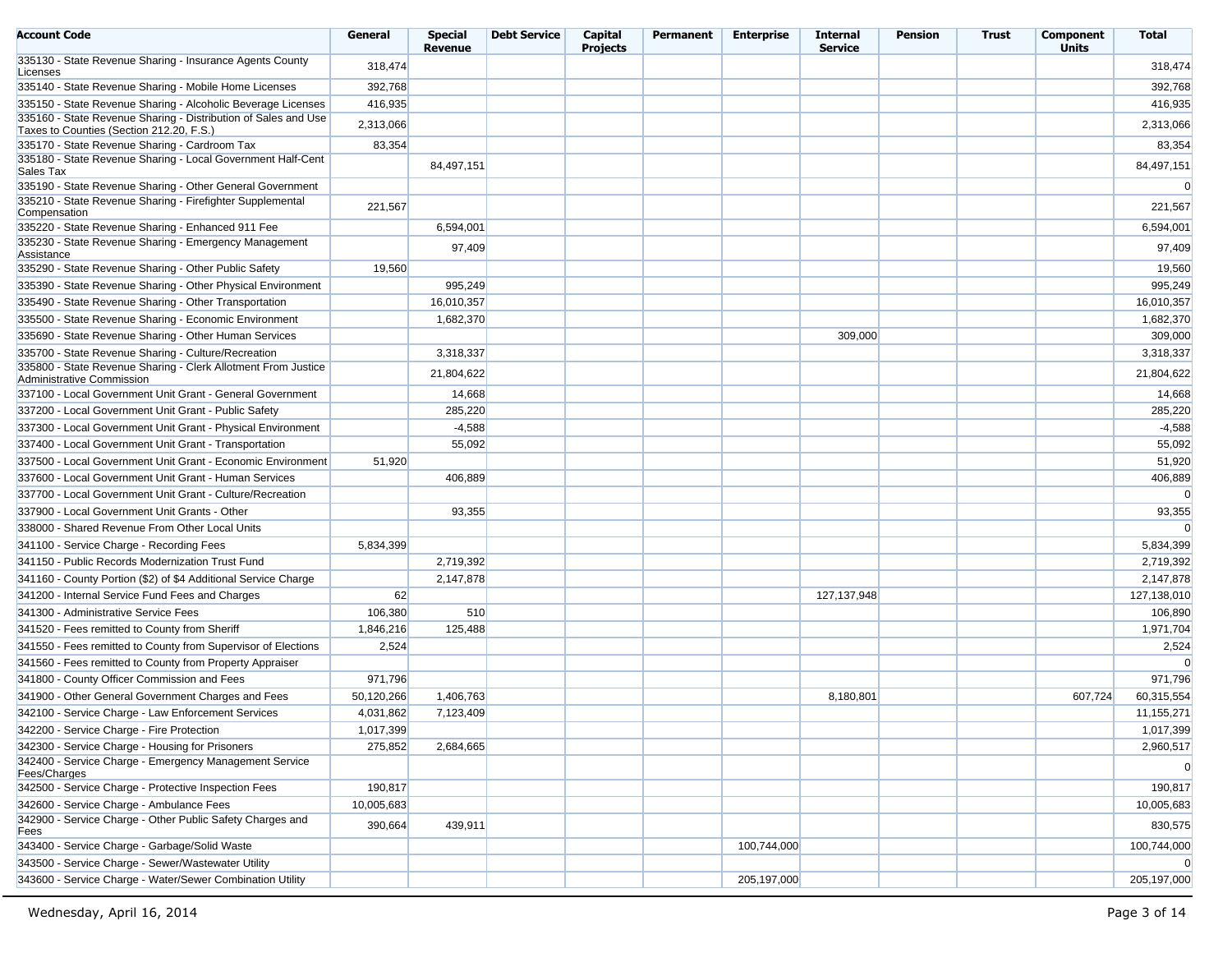| Account Code | General | Special Revenue | Debt Service | Capital Projects | Permanent | Enterprise | Internal Service | Pension | Trust | Component Units | Total |
|---|---|---|---|---|---|---|---|---|---|---|---|
| 335130 - State Revenue Sharing - Insurance Agents County Licenses | 318,474 | | | | | | | | | | 318,474 |
| 335140 - State Revenue Sharing - Mobile Home Licenses | 392,768 | | | | | | | | | | 392,768 |
| 335150 - State Revenue Sharing - Alcoholic Beverage Licenses | 416,935 | | | | | | | | | | 416,935 |
| 335160 - State Revenue Sharing - Distribution of Sales and Use Taxes to Counties (Section 212.20, F.S.) | 2,313,066 | | | | | | | | | | 2,313,066 |
| 335170 - State Revenue Sharing - Cardroom Tax | 83,354 | | | | | | | | | | 83,354 |
| 335180 - State Revenue Sharing - Local Government Half-Cent Sales Tax | | 84,497,151 | | | | | | | | | 84,497,151 |
| 335190 - State Revenue Sharing - Other General Government | | | | | | | | | | | 0 |
| 335210 - State Revenue Sharing - Firefighter Supplemental Compensation | 221,567 | | | | | | | | | | 221,567 |
| 335220 - State Revenue Sharing - Enhanced 911 Fee | | 6,594,001 | | | | | | | | | 6,594,001 |
| 335230 - State Revenue Sharing - Emergency Management Assistance | | 97,409 | | | | | | | | | 97,409 |
| 335290 - State Revenue Sharing - Other Public Safety | 19,560 | | | | | | | | | | 19,560 |
| 335390 - State Revenue Sharing - Other Physical Environment | | 995,249 | | | | | | | | | 995,249 |
| 335490 - State Revenue Sharing - Other Transportation | | 16,010,357 | | | | | | | | | 16,010,357 |
| 335500 - State Revenue Sharing - Economic Environment | | 1,682,370 | | | | | | | | | 1,682,370 |
| 335690 - State Revenue Sharing - Other Human Services | | | | | | | 309,000 | | | | 309,000 |
| 335700 - State Revenue Sharing - Culture/Recreation | | 3,318,337 | | | | | | | | | 3,318,337 |
| 335800 - State Revenue Sharing - Clerk Allotment From Justice Administrative Commission | | 21,804,622 | | | | | | | | | 21,804,622 |
| 337100 - Local Government Unit Grant - General Government | | 14,668 | | | | | | | | | 14,668 |
| 337200 - Local Government Unit Grant - Public Safety | | 285,220 | | | | | | | | | 285,220 |
| 337300 - Local Government Unit Grant - Physical Environment | | -4,588 | | | | | | | | | -4,588 |
| 337400 - Local Government Unit Grant - Transportation | | 55,092 | | | | | | | | | 55,092 |
| 337500 - Local Government Unit Grant - Economic Environment | 51,920 | | | | | | | | | | 51,920 |
| 337600 - Local Government Unit Grant - Human Services | | 406,889 | | | | | | | | | 406,889 |
| 337700 - Local Government Unit Grant - Culture/Recreation | | | | | | | | | | | 0 |
| 337900 - Local Government Unit Grants - Other | | 93,355 | | | | | | | | | 93,355 |
| 338000 - Shared Revenue From Other Local Units | | | | | | | | | | | 0 |
| 341100 - Service Charge - Recording Fees | 5,834,399 | | | | | | | | | | 5,834,399 |
| 341150 - Public Records Modernization Trust Fund | | 2,719,392 | | | | | | | | | 2,719,392 |
| 341160 - County Portion ($2) of $4 Additional Service Charge | | 2,147,878 | | | | | | | | | 2,147,878 |
| 341200 - Internal Service Fund Fees and Charges | 62 | | | | | | 127,137,948 | | | | 127,138,010 |
| 341300 - Administrative Service Fees | 106,380 | 510 | | | | | | | | | 106,890 |
| 341520 - Fees remitted to County from Sheriff | 1,846,216 | 125,488 | | | | | | | | | 1,971,704 |
| 341550 - Fees remitted to County from Supervisor of Elections | 2,524 | | | | | | | | | | 2,524 |
| 341560 - Fees remitted to County from Property Appraiser | | | | | | | | | | | 0 |
| 341800 - County Officer Commission and Fees | 971,796 | | | | | | | | | | 971,796 |
| 341900 - Other General Government Charges and Fees | 50,120,266 | 1,406,763 | | | | | 8,180,801 | | | 607,724 | 60,315,554 |
| 342100 - Service Charge - Law Enforcement Services | 4,031,862 | 7,123,409 | | | | | | | | | 11,155,271 |
| 342200 - Service Charge - Fire Protection | 1,017,399 | | | | | | | | | | 1,017,399 |
| 342300 - Service Charge - Housing for Prisoners | 275,852 | 2,684,665 | | | | | | | | | 2,960,517 |
| 342400 - Service Charge - Emergency Management Service Fees/Charges | | | | | | | | | | | 0 |
| 342500 - Service Charge - Protective Inspection Fees | 190,817 | | | | | | | | | | 190,817 |
| 342600 - Service Charge - Ambulance Fees | 10,005,683 | | | | | | | | | | 10,005,683 |
| 342900 - Service Charge - Other Public Safety Charges and Fees | 390,664 | 439,911 | | | | | | | | | 830,575 |
| 343400 - Service Charge - Garbage/Solid Waste | | | | | | 100,744,000 | | | | | 100,744,000 |
| 343500 - Service Charge - Sewer/Wastewater Utility | | | | | | | | | | | 0 |
| 343600 - Service Charge - Water/Sewer Combination Utility | | | | | | 205,197,000 | | | | | 205,197,000 |

Wednesday, April 16, 2014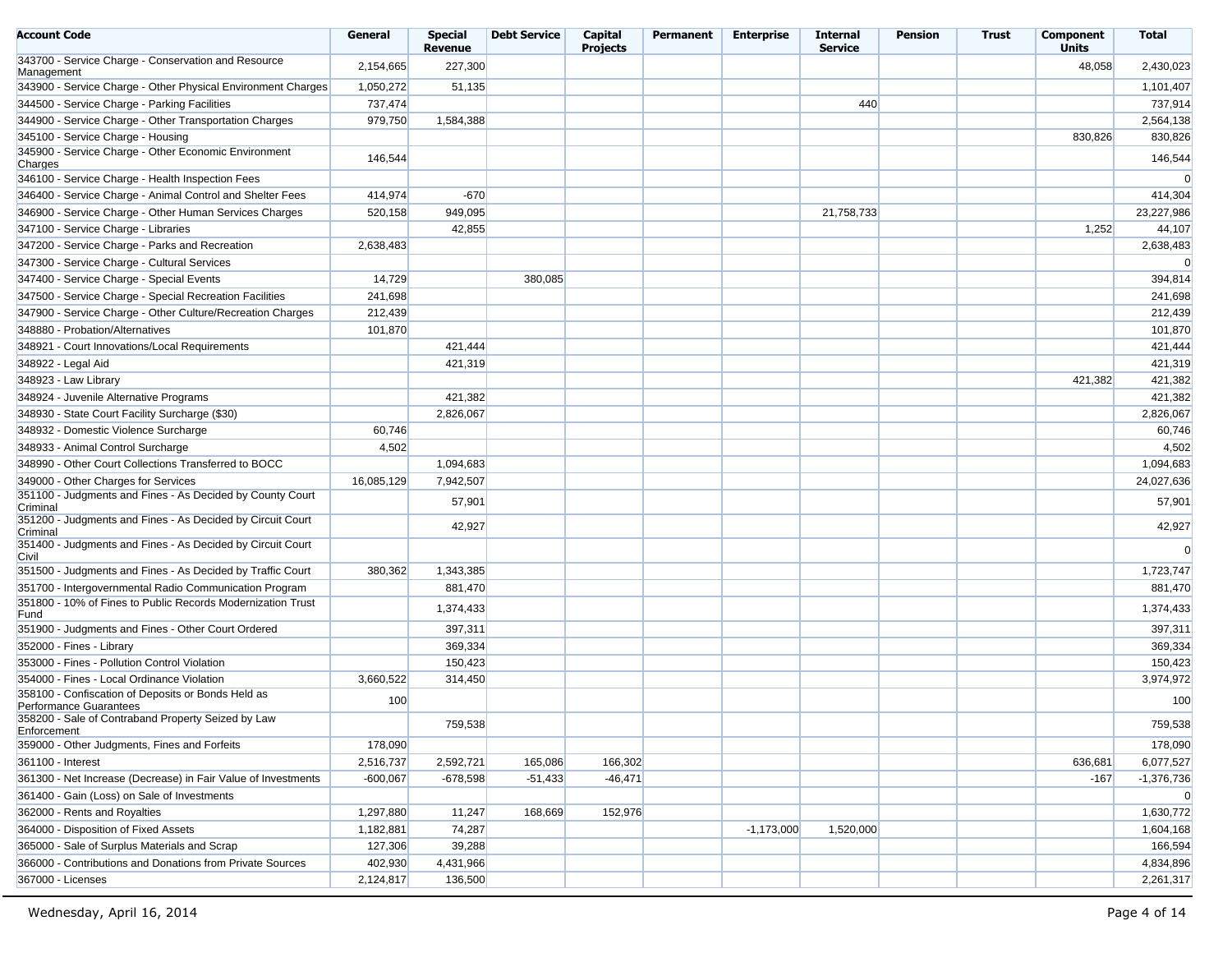| Account Code | General | Special Revenue | Debt Service | Capital Projects | Permanent | Enterprise | Internal Service | Pension | Trust | Component Units | Total |
|---|---|---|---|---|---|---|---|---|---|---|---|
| 343700 - Service Charge - Conservation and Resource Management | 2,154,665 | 227,300 | | | | | | | | 48,058 | 2,430,023 |
| 343900 - Service Charge - Other Physical Environment Charges | 1,050,272 | 51,135 | | | | | | | | | 1,101,407 |
| 344500 - Service Charge - Parking Facilities | 737,474 | | | | | | 440 | | | | 737,914 |
| 344900 - Service Charge - Other Transportation Charges | 979,750 | 1,584,388 | | | | | | | | | 2,564,138 |
| 345100 - Service Charge - Housing | | | | | | | | | | 830,826 | 830,826 |
| 345900 - Service Charge - Other Economic Environment Charges | 146,544 | | | | | | | | | | 146,544 |
| 346100 - Service Charge - Health Inspection Fees | | | | | | | | | | | 0 |
| 346400 - Service Charge - Animal Control and Shelter Fees | 414,974 | -670 | | | | | | | | | 414,304 |
| 346900 - Service Charge - Other Human Services Charges | 520,158 | 949,095 | | | | | 21,758,733 | | | | 23,227,986 |
| 347100 - Service Charge - Libraries | | 42,855 | | | | | | | | 1,252 | 44,107 |
| 347200 - Service Charge - Parks and Recreation | 2,638,483 | | | | | | | | | | 2,638,483 |
| 347300 - Service Charge - Cultural Services | | | | | | | | | | | 0 |
| 347400 - Service Charge - Special Events | 14,729 | | 380,085 | | | | | | | | 394,814 |
| 347500 - Service Charge - Special Recreation Facilities | 241,698 | | | | | | | | | | 241,698 |
| 347900 - Service Charge - Other Culture/Recreation Charges | 212,439 | | | | | | | | | | 212,439 |
| 348880 - Probation/Alternatives | 101,870 | | | | | | | | | | 101,870 |
| 348921 - Court Innovations/Local Requirements | | 421,444 | | | | | | | | | 421,444 |
| 348922 - Legal Aid | | 421,319 | | | | | | | | | 421,319 |
| 348923 - Law Library | | | | | | | | | | 421,382 | 421,382 |
| 348924 - Juvenile Alternative Programs | | 421,382 | | | | | | | | | 421,382 |
| 348930 - State Court Facility Surcharge ($30) | | 2,826,067 | | | | | | | | | 2,826,067 |
| 348932 - Domestic Violence Surcharge | 60,746 | | | | | | | | | | 60,746 |
| 348933 - Animal Control Surcharge | 4,502 | | | | | | | | | | 4,502 |
| 348990 - Other Court Collections Transferred to BOCC | | 1,094,683 | | | | | | | | | 1,094,683 |
| 349000 - Other Charges for Services | 16,085,129 | 7,942,507 | | | | | | | | | 24,027,636 |
| 351100 - Judgments and Fines - As Decided by County Court Criminal | | 57,901 | | | | | | | | | 57,901 |
| 351200 - Judgments and Fines - As Decided by Circuit Court Criminal | | 42,927 | | | | | | | | | 42,927 |
| 351400 - Judgments and Fines - As Decided by Circuit Court Civil | | | | | | | | | | | 0 |
| 351500 - Judgments and Fines - As Decided by Traffic Court | 380,362 | 1,343,385 | | | | | | | | | 1,723,747 |
| 351700 - Intergovernmental Radio Communication Program | | 881,470 | | | | | | | | | 881,470 |
| 351800 - 10% of Fines to Public Records Modernization Trust Fund | | 1,374,433 | | | | | | | | | 1,374,433 |
| 351900 - Judgments and Fines - Other Court Ordered | | 397,311 | | | | | | | | | 397,311 |
| 352000 - Fines - Library | | 369,334 | | | | | | | | | 369,334 |
| 353000 - Fines - Pollution Control Violation | | 150,423 | | | | | | | | | 150,423 |
| 354000 - Fines - Local Ordinance Violation | 3,660,522 | 314,450 | | | | | | | | | 3,974,972 |
| 358100 - Confiscation of Deposits or Bonds Held as Performance Guarantees | 100 | | | | | | | | | | 100 |
| 358200 - Sale of Contraband Property Seized by Law Enforcement | | 759,538 | | | | | | | | | 759,538 |
| 359000 - Other Judgments, Fines and Forfeits | 178,090 | | | | | | | | | | 178,090 |
| 361100 - Interest | 2,516,737 | 2,592,721 | 165,086 | 166,302 | | | | | | 636,681 | 6,077,527 |
| 361300 - Net Increase (Decrease) in Fair Value of Investments | -600,067 | -678,598 | -51,433 | -46,471 | | | | | | -167 | -1,376,736 |
| 361400 - Gain (Loss) on Sale of Investments | | | | | | | | | | | 0 |
| 362000 - Rents and Royalties | 1,297,880 | 11,247 | 168,669 | 152,976 | | | | | | | 1,630,772 |
| 364000 - Disposition of Fixed Assets | 1,182,881 | 74,287 | | | | -1,173,000 | 1,520,000 | | | | 1,604,168 |
| 365000 - Sale of Surplus Materials and Scrap | 127,306 | 39,288 | | | | | | | | | 166,594 |
| 366000 - Contributions and Donations from Private Sources | 402,930 | 4,431,966 | | | | | | | | | 4,834,896 |
| 367000 - Licenses | 2,124,817 | 136,500 | | | | | | | | | 2,261,317 |

Wednesday, April 16, 2014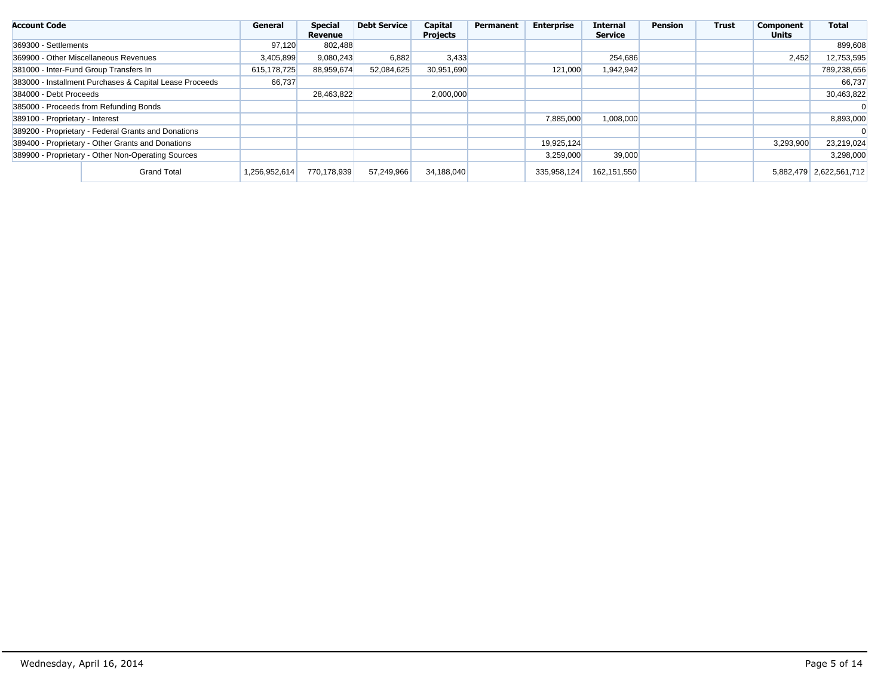| Account Code | General | Special Revenue | Debt Service | Capital Projects | Permanent | Enterprise | Internal Service | Pension | Trust | Component Units | Total |
|---|---|---|---|---|---|---|---|---|---|---|---|
| 369300 - Settlements | 97,120 | 802,488 | | | | | | | | | 899,608 |
| 369900 - Other Miscellaneous Revenues | 3,405,899 | 9,080,243 | 6,882 | 3,433 | | | 254,686 | | | 2,452 | 12,753,595 |
| 381000 - Inter-Fund Group Transfers In | 615,178,725 | 88,959,674 | 52,084,625 | 30,951,690 | | 121,000 | 1,942,942 | | | | 789,238,656 |
| 383000 - Installment Purchases & Capital Lease Proceeds | 66,737 | | | | | | | | | | 66,737 |
| 384000 - Debt Proceeds | | 28,463,822 | | 2,000,000 | | | | | | | 30,463,822 |
| 385000 - Proceeds from Refunding Bonds | | | | | | | | | | | 0 |
| 389100 - Proprietary - Interest | | | | | | 7,885,000 | 1,008,000 | | | | 8,893,000 |
| 389200 - Proprietary - Federal Grants and Donations | | | | | | | | | | | 0 |
| 389400 - Proprietary - Other Grants and Donations | | | | | | 19,925,124 | | | | 3,293,900 | 23,219,024 |
| 389900 - Proprietary - Other Non-Operating Sources | | | | | | 3,259,000 | 39,000 | | | | 3,298,000 |
| Grand Total | 1,256,952,614 | 770,178,939 | 57,249,966 | 34,188,040 | | 335,958,124 | 162,151,550 | | | 5,882,479 | 2,622,561,712 |

Wednesday, April 16, 2014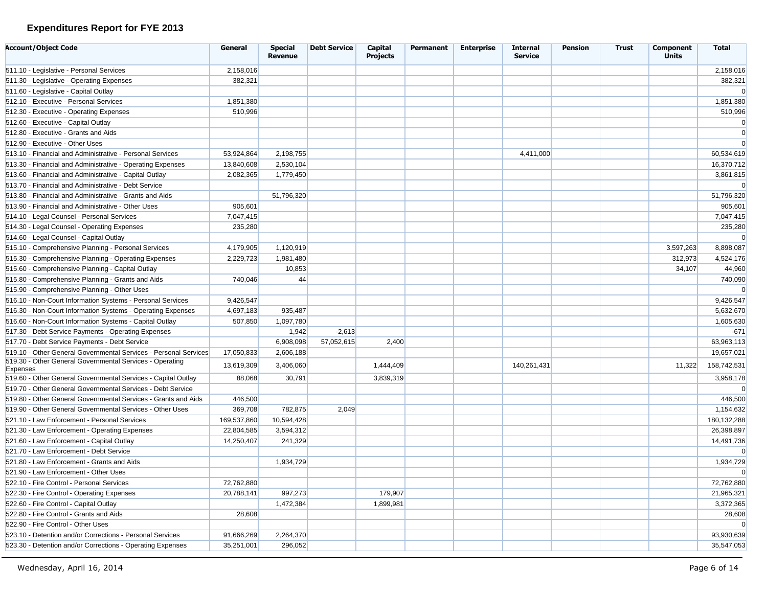## Expenditures Report for FYE 2013

| Account/Object Code | General | Special Revenue | Debt Service | Capital Projects | Permanent | Enterprise | Internal Service | Pension | Trust | Component Units | Total |
|---|---|---|---|---|---|---|---|---|---|---|---|
| 511.10 - Legislative - Personal Services | 2,158,016 | | | | | | | | | | 2,158,016 |
| 511.30 - Legislative - Operating Expenses | 382,321 | | | | | | | | | | 382,321 |
| 511.60 - Legislative - Capital Outlay | | | | | | | | | | | 0 |
| 512.10 - Executive - Personal Services | 1,851,380 | | | | | | | | | | 1,851,380 |
| 512.30 - Executive - Operating Expenses | 510,996 | | | | | | | | | | 510,996 |
| 512.60 - Executive - Capital Outlay | | | | | | | | | | | 0 |
| 512.80 - Executive - Grants and Aids | | | | | | | | | | | 0 |
| 512.90 - Executive - Other Uses | | | | | | | | | | | 0 |
| 513.10 - Financial and Administrative - Personal Services | 53,924,864 | 2,198,755 | | | | | 4,411,000 | | | | 60,534,619 |
| 513.30 - Financial and Administrative - Operating Expenses | 13,840,608 | 2,530,104 | | | | | | | | | 16,370,712 |
| 513.60 - Financial and Administrative - Capital Outlay | 2,082,365 | 1,779,450 | | | | | | | | | 3,861,815 |
| 513.70 - Financial and Administrative - Debt Service | | | | | | | | | | | 0 |
| 513.80 - Financial and Administrative - Grants and Aids | | 51,796,320 | | | | | | | | | 51,796,320 |
| 513.90 - Financial and Administrative - Other Uses | 905,601 | | | | | | | | | | 905,601 |
| 514.10 - Legal Counsel - Personal Services | 7,047,415 | | | | | | | | | | 7,047,415 |
| 514.30 - Legal Counsel - Operating Expenses | 235,280 | | | | | | | | | | 235,280 |
| 514.60 - Legal Counsel - Capital Outlay | | | | | | | | | | | 0 |
| 515.10 - Comprehensive Planning - Personal Services | 4,179,905 | 1,120,919 | | | | | | | | 3,597,263 | 8,898,087 |
| 515.30 - Comprehensive Planning - Operating Expenses | 2,229,723 | 1,981,480 | | | | | | | | 312,973 | 4,524,176 |
| 515.60 - Comprehensive Planning - Capital Outlay | | 10,853 | | | | | | | | 34,107 | 44,960 |
| 515.80 - Comprehensive Planning - Grants and Aids | 740,046 | 44 | | | | | | | | | 740,090 |
| 515.90 - Comprehensive Planning - Other Uses | | | | | | | | | | | 0 |
| 516.10 - Non-Court Information Systems - Personal Services | 9,426,547 | | | | | | | | | | 9,426,547 |
| 516.30 - Non-Court Information Systems - Operating Expenses | 4,697,183 | 935,487 | | | | | | | | | 5,632,670 |
| 516.60 - Non-Court Information Systems - Capital Outlay | 507,850 | 1,097,780 | | | | | | | | | 1,605,630 |
| 517.30 - Debt Service Payments - Operating Expenses | | 1,942 | -2,613 | | | | | | | | -671 |
| 517.70 - Debt Service Payments - Debt Service | | 6,908,098 | 57,052,615 | 2,400 | | | | | | | 63,963,113 |
| 519.10 - Other General Governmental Services - Personal Services | 17,050,833 | 2,606,188 | | | | | | | | | 19,657,021 |
| 519.30 - Other General Governmental Services - Operating Expenses | 13,619,309 | 3,406,060 | | 1,444,409 | | | 140,261,431 | | | 11,322 | 158,742,531 |
| 519.60 - Other General Governmental Services - Capital Outlay | 88,068 | 30,791 | | 3,839,319 | | | | | | | 3,958,178 |
| 519.70 - Other General Governmental Services - Debt Service | | | | | | | | | | | 0 |
| 519.80 - Other General Governmental Services - Grants and Aids | 446,500 | | | | | | | | | | 446,500 |
| 519.90 - Other General Governmental Services - Other Uses | 369,708 | 782,875 | 2,049 | | | | | | | | 1,154,632 |
| 521.10 - Law Enforcement - Personal Services | 169,537,860 | 10,594,428 | | | | | | | | | 180,132,288 |
| 521.30 - Law Enforcement - Operating Expenses | 22,804,585 | 3,594,312 | | | | | | | | | 26,398,897 |
| 521.60 - Law Enforcement - Capital Outlay | 14,250,407 | 241,329 | | | | | | | | | 14,491,736 |
| 521.70 - Law Enforcement - Debt Service | | | | | | | | | | | 0 |
| 521.80 - Law Enforcement - Grants and Aids | | 1,934,729 | | | | | | | | | 1,934,729 |
| 521.90 - Law Enforcement - Other Uses | | | | | | | | | | | 0 |
| 522.10 - Fire Control - Personal Services | 72,762,880 | | | | | | | | | | 72,762,880 |
| 522.30 - Fire Control - Operating Expenses | 20,788,141 | 997,273 | | 179,907 | | | | | | | 21,965,321 |
| 522.60 - Fire Control - Capital Outlay | | 1,472,384 | | 1,899,981 | | | | | | | 3,372,365 |
| 522.80 - Fire Control - Grants and Aids | 28,608 | | | | | | | | | | 28,608 |
| 522.90 - Fire Control - Other Uses | | | | | | | | | | | 0 |
| 523.10 - Detention and/or Corrections - Personal Services | 91,666,269 | 2,264,370 | | | | | | | | | 93,930,639 |
| 523.30 - Detention and/or Corrections - Operating Expenses | 35,251,001 | 296,052 | | | | | | | | | 35,547,053 |

Wednesday, April 16, 2014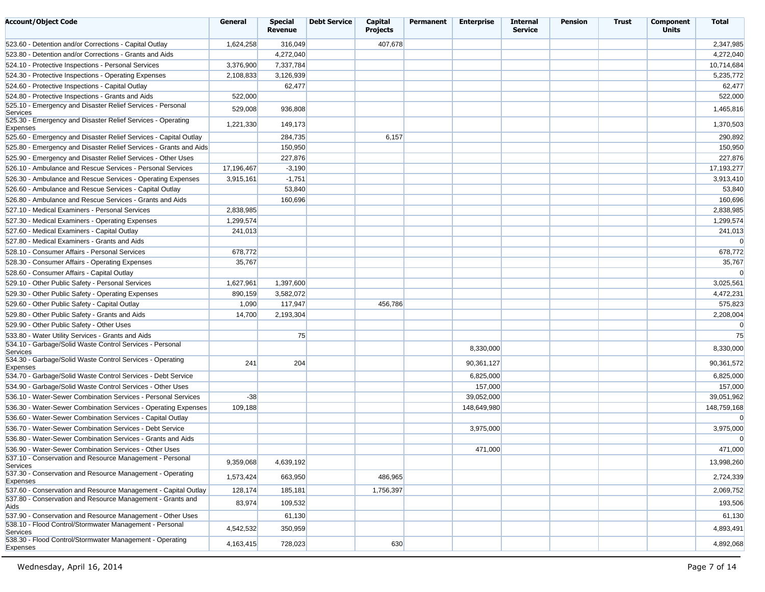| Account/Object Code | General | Special Revenue | Debt Service | Capital Projects | Permanent | Enterprise | Internal Service | Pension | Trust | Component Units | Total |
|---|---|---|---|---|---|---|---|---|---|---|---|
| 523.60 - Detention and/or Corrections - Capital Outlay | 1,624,258 | 316,049 | | 407,678 | | | | | | | 2,347,985 |
| 523.80 - Detention and/or Corrections - Grants and Aids | | 4,272,040 | | | | | | | | | 4,272,040 |
| 524.10 - Protective Inspections - Personal Services | 3,376,900 | 7,337,784 | | | | | | | | | 10,714,684 |
| 524.30 - Protective Inspections - Operating Expenses | 2,108,833 | 3,126,939 | | | | | | | | | 5,235,772 |
| 524.60 - Protective Inspections - Capital Outlay | | 62,477 | | | | | | | | | 62,477 |
| 524.80 - Protective Inspections - Grants and Aids | 522,000 | | | | | | | | | | 522,000 |
| 525.10 - Emergency and Disaster Relief Services - Personal Services | 529,008 | 936,808 | | | | | | | | | 1,465,816 |
| 525.30 - Emergency and Disaster Relief Services - Operating Expenses | 1,221,330 | 149,173 | | | | | | | | | 1,370,503 |
| 525.60 - Emergency and Disaster Relief Services - Capital Outlay | | 284,735 | | 6,157 | | | | | | | 290,892 |
| 525.80 - Emergency and Disaster Relief Services - Grants and Aids | | 150,950 | | | | | | | | | 150,950 |
| 525.90 - Emergency and Disaster Relief Services - Other Uses | | 227,876 | | | | | | | | | 227,876 |
| 526.10 - Ambulance and Rescue Services - Personal Services | 17,196,467 | -3,190 | | | | | | | | | 17,193,277 |
| 526.30 - Ambulance and Rescue Services - Operating Expenses | 3,915,161 | -1,751 | | | | | | | | | 3,913,410 |
| 526.60 - Ambulance and Rescue Services - Capital Outlay | | 53,840 | | | | | | | | | 53,840 |
| 526.80 - Ambulance and Rescue Services - Grants and Aids | | 160,696 | | | | | | | | | 160,696 |
| 527.10 - Medical Examiners - Personal Services | 2,838,985 | | | | | | | | | | 2,838,985 |
| 527.30 - Medical Examiners - Operating Expenses | 1,299,574 | | | | | | | | | | 1,299,574 |
| 527.60 - Medical Examiners - Capital Outlay | 241,013 | | | | | | | | | | 241,013 |
| 527.80 - Medical Examiners - Grants and Aids | | | | | | | | | | | 0 |
| 528.10 - Consumer Affairs - Personal Services | 678,772 | | | | | | | | | | 678,772 |
| 528.30 - Consumer Affairs - Operating Expenses | 35,767 | | | | | | | | | | 35,767 |
| 528.60 - Consumer Affairs - Capital Outlay | | | | | | | | | | | 0 |
| 529.10 - Other Public Safety - Personal Services | 1,627,961 | 1,397,600 | | | | | | | | | 3,025,561 |
| 529.30 - Other Public Safety - Operating Expenses | 890,159 | 3,582,072 | | | | | | | | | 4,472,231 |
| 529.60 - Other Public Safety - Capital Outlay | 1,090 | 117,947 | | 456,786 | | | | | | | 575,823 |
| 529.80 - Other Public Safety - Grants and Aids | 14,700 | 2,193,304 | | | | | | | | | 2,208,004 |
| 529.90 - Other Public Safety - Other Uses | | | | | | | | | | | 0 |
| 533.80 - Water Utility Services - Grants and Aids | | 75 | | | | | | | | | 75 |
| 534.10 - Garbage/Solid Waste Control Services - Personal Services | | | | | | 8,330,000 | | | | | 8,330,000 |
| 534.30 - Garbage/Solid Waste Control Services - Operating Expenses | 241 | 204 | | | | 90,361,127 | | | | | 90,361,572 |
| 534.70 - Garbage/Solid Waste Control Services - Debt Service | | | | | | 6,825,000 | | | | | 6,825,000 |
| 534.90 - Garbage/Solid Waste Control Services - Other Uses | | | | | | 157,000 | | | | | 157,000 |
| 536.10 - Water-Sewer Combination Services - Personal Services | -38 | | | | | 39,052,000 | | | | | 39,051,962 |
| 536.30 - Water-Sewer Combination Services - Operating Expenses | 109,188 | | | | | 148,649,980 | | | | | 148,759,168 |
| 536.60 - Water-Sewer Combination Services - Capital Outlay | | | | | | | | | | | 0 |
| 536.70 - Water-Sewer Combination Services - Debt Service | | | | | | 3,975,000 | | | | | 3,975,000 |
| 536.80 - Water-Sewer Combination Services - Grants and Aids | | | | | | | | | | | 0 |
| 536.90 - Water-Sewer Combination Services - Other Uses | | | | | | 471,000 | | | | | 471,000 |
| 537.10 - Conservation and Resource Management - Personal Services | 9,359,068 | 4,639,192 | | | | | | | | | 13,998,260 |
| 537.30 - Conservation and Resource Management - Operating Expenses | 1,573,424 | 663,950 | | 486,965 | | | | | | | 2,724,339 |
| 537.60 - Conservation and Resource Management - Capital Outlay | 128,174 | 185,181 | | 1,756,397 | | | | | | | 2,069,752 |
| 537.80 - Conservation and Resource Management - Grants and Aids | 83,974 | 109,532 | | | | | | | | | 193,506 |
| 537.90 - Conservation and Resource Management - Other Uses | | 61,130 | | | | | | | | | 61,130 |
| 538.10 - Flood Control/Stormwater Management - Personal Services | 4,542,532 | 350,959 | | | | | | | | | 4,893,491 |
| 538.30 - Flood Control/Stormwater Management - Operating Expenses | 4,163,415 | 728,023 | | 630 | | | | | | | 4,892,068 |

Wednesday, April 16, 2014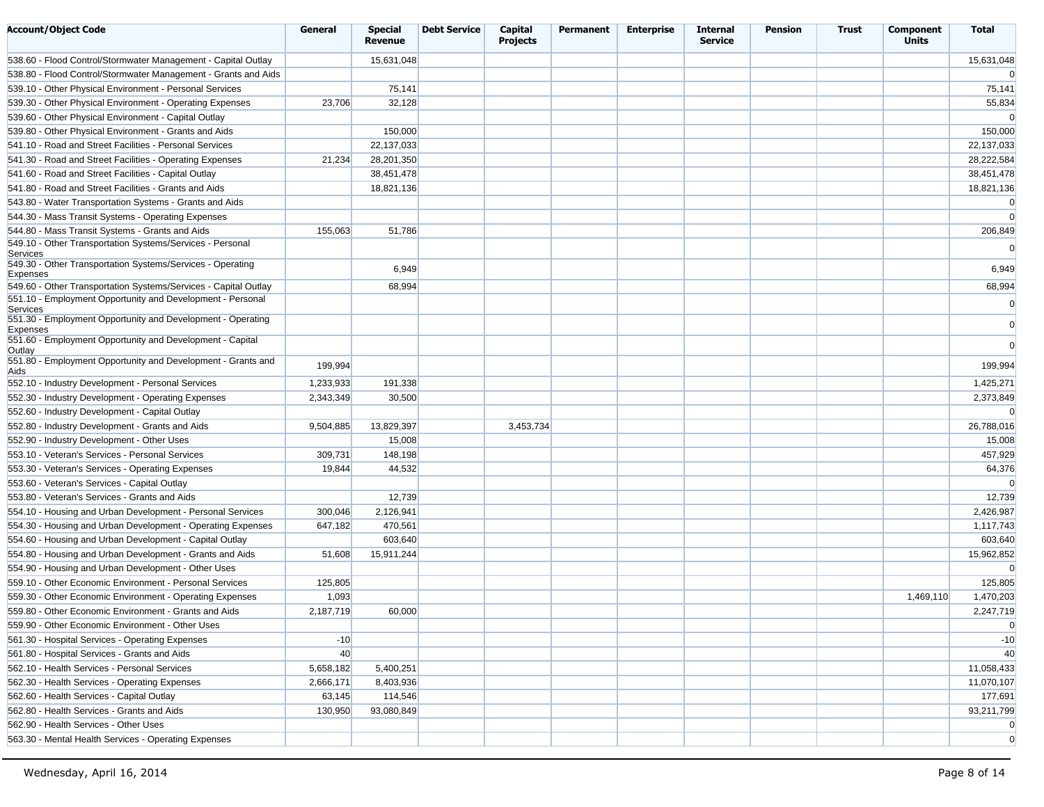| Account/Object Code | General | Special Revenue | Debt Service | Capital Projects | Permanent | Enterprise | Internal Service | Pension | Trust | Component Units | Total |
|---|---|---|---|---|---|---|---|---|---|---|---|
| 538.60 - Flood Control/Stormwater Management - Capital Outlay | | 15,631,048 | | | | | | | | | 15,631,048 |
| 538.80 - Flood Control/Stormwater Management - Grants and Aids | | | | | | | | | | | 0 |
| 539.10 - Other Physical Environment - Personal Services | | 75,141 | | | | | | | | | 75,141 |
| 539.30 - Other Physical Environment - Operating Expenses | 23,706 | 32,128 | | | | | | | | | 55,834 |
| 539.60 - Other Physical Environment - Capital Outlay | | | | | | | | | | | 0 |
| 539.80 - Other Physical Environment - Grants and Aids | | 150,000 | | | | | | | | | 150,000 |
| 541.10 - Road and Street Facilities - Personal Services | | 22,137,033 | | | | | | | | | 22,137,033 |
| 541.30 - Road and Street Facilities - Operating Expenses | 21,234 | 28,201,350 | | | | | | | | | 28,222,584 |
| 541.60 - Road and Street Facilities - Capital Outlay | | 38,451,478 | | | | | | | | | 38,451,478 |
| 541.80 - Road and Street Facilities - Grants and Aids | | 18,821,136 | | | | | | | | | 18,821,136 |
| 543.80 - Water Transportation Systems - Grants and Aids | | | | | | | | | | | 0 |
| 544.30 - Mass Transit Systems - Operating Expenses | | | | | | | | | | | 0 |
| 544.80 - Mass Transit Systems - Grants and Aids | 155,063 | 51,786 | | | | | | | | | 206,849 |
| 549.10 - Other Transportation Systems/Services - Personal Services | | | | | | | | | | | 0 |
| 549.30 - Other Transportation Systems/Services - Operating Expenses | | 6,949 | | | | | | | | | 6,949 |
| 549.60 - Other Transportation Systems/Services - Capital Outlay | | 68,994 | | | | | | | | | 68,994 |
| 551.10 - Employment Opportunity and Development - Personal Services | | | | | | | | | | | 0 |
| 551.30 - Employment Opportunity and Development - Operating Expenses | | | | | | | | | | | 0 |
| 551.60 - Employment Opportunity and Development - Capital Outlay | | | | | | | | | | | 0 |
| 551.80 - Employment Opportunity and Development - Grants and Aids | 199,994 | | | | | | | | | | 199,994 |
| 552.10 - Industry Development - Personal Services | 1,233,933 | 191,338 | | | | | | | | | 1,425,271 |
| 552.30 - Industry Development - Operating Expenses | 2,343,349 | 30,500 | | | | | | | | | 2,373,849 |
| 552.60 - Industry Development - Capital Outlay | | | | | | | | | | | 0 |
| 552.80 - Industry Development - Grants and Aids | 9,504,885 | 13,829,397 | | 3,453,734 | | | | | | | 26,788,016 |
| 552.90 - Industry Development - Other Uses | | 15,008 | | | | | | | | | 15,008 |
| 553.10 - Veteran's Services - Personal Services | 309,731 | 148,198 | | | | | | | | | 457,929 |
| 553.30 - Veteran's Services - Operating Expenses | 19,844 | 44,532 | | | | | | | | | 64,376 |
| 553.60 - Veteran's Services - Capital Outlay | | | | | | | | | | | 0 |
| 553.80 - Veteran's Services - Grants and Aids | | 12,739 | | | | | | | | | 12,739 |
| 554.10 - Housing and Urban Development - Personal Services | 300,046 | 2,126,941 | | | | | | | | | 2,426,987 |
| 554.30 - Housing and Urban Development - Operating Expenses | 647,182 | 470,561 | | | | | | | | | 1,117,743 |
| 554.60 - Housing and Urban Development - Capital Outlay | | 603,640 | | | | | | | | | 603,640 |
| 554.80 - Housing and Urban Development - Grants and Aids | 51,608 | 15,911,244 | | | | | | | | | 15,962,852 |
| 554.90 - Housing and Urban Development - Other Uses | | | | | | | | | | | 0 |
| 559.10 - Other Economic Environment - Personal Services | 125,805 | | | | | | | | | | 125,805 |
| 559.30 - Other Economic Environment - Operating Expenses | 1,093 | | | | | | | | | 1,469,110 | 1,470,203 |
| 559.80 - Other Economic Environment - Grants and Aids | 2,187,719 | 60,000 | | | | | | | | | 2,247,719 |
| 559.90 - Other Economic Environment - Other Uses | | | | | | | | | | | 0 |
| 561.30 - Hospital Services - Operating Expenses | -10 | | | | | | | | | | -10 |
| 561.80 - Hospital Services - Grants and Aids | 40 | | | | | | | | | | 40 |
| 562.10 - Health Services - Personal Services | 5,658,182 | 5,400,251 | | | | | | | | | 11,058,433 |
| 562.30 - Health Services - Operating Expenses | 2,666,171 | 8,403,936 | | | | | | | | | 11,070,107 |
| 562.60 - Health Services - Capital Outlay | 63,145 | 114,546 | | | | | | | | | 177,691 |
| 562.80 - Health Services - Grants and Aids | 130,950 | 93,080,849 | | | | | | | | | 93,211,799 |
| 562.90 - Health Services - Other Uses | | | | | | | | | | | 0 |
| 563.30 - Mental Health Services - Operating Expenses | | | | | | | | | | | 0 |

Wednesday, April 16, 2014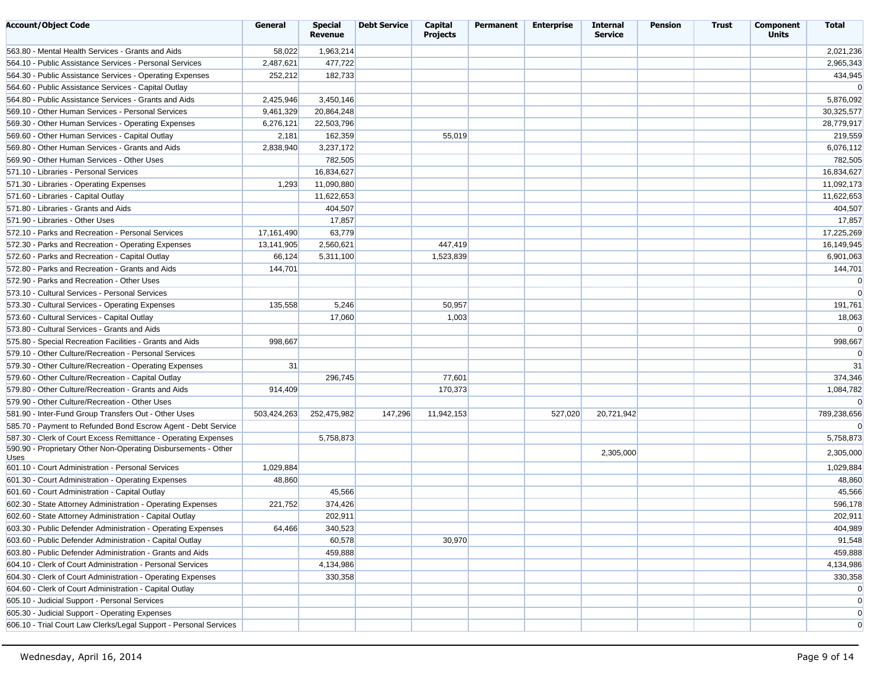| Account/Object Code | General | Special Revenue | Debt Service | Capital Projects | Permanent | Enterprise | Internal Service | Pension | Trust | Component Units | Total |
|---|---|---|---|---|---|---|---|---|---|---|---|
| 563.80 - Mental Health Services - Grants and Aids | 58,022 | 1,963,214 | | | | | | | | | 2,021,236 |
| 564.10 - Public Assistance Services - Personal Services | 2,487,621 | 477,722 | | | | | | | | | 2,965,343 |
| 564.30 - Public Assistance Services - Operating Expenses | 252,212 | 182,733 | | | | | | | | | 434,945 |
| 564.60 - Public Assistance Services - Capital Outlay | | | | | | | | | | | 0 |
| 564.80 - Public Assistance Services - Grants and Aids | 2,425,946 | 3,450,146 | | | | | | | | | 5,876,092 |
| 569.10 - Other Human Services - Personal Services | 9,461,329 | 20,864,248 | | | | | | | | | 30,325,577 |
| 569.30 - Other Human Services - Operating Expenses | 6,276,121 | 22,503,796 | | | | | | | | | 28,779,917 |
| 569.60 - Other Human Services - Capital Outlay | 2,181 | 162,359 | | 55,019 | | | | | | | 219,559 |
| 569.80 - Other Human Services - Grants and Aids | 2,838,940 | 3,237,172 | | | | | | | | | 6,076,112 |
| 569.90 - Other Human Services - Other Uses | | 782,505 | | | | | | | | | 782,505 |
| 571.10 - Libraries - Personal Services | | 16,834,627 | | | | | | | | | 16,834,627 |
| 571.30 - Libraries - Operating Expenses | 1,293 | 11,090,880 | | | | | | | | | 11,092,173 |
| 571.60 - Libraries - Capital Outlay | | 11,622,653 | | | | | | | | | 11,622,653 |
| 571.80 - Libraries - Grants and Aids | | 404,507 | | | | | | | | | 404,507 |
| 571.90 - Libraries - Other Uses | | 17,857 | | | | | | | | | 17,857 |
| 572.10 - Parks and Recreation - Personal Services | 17,161,490 | 63,779 | | | | | | | | | 17,225,269 |
| 572.30 - Parks and Recreation - Operating Expenses | 13,141,905 | 2,560,621 | | 447,419 | | | | | | | 16,149,945 |
| 572.60 - Parks and Recreation - Capital Outlay | 66,124 | 5,311,100 | | 1,523,839 | | | | | | | 6,901,063 |
| 572.80 - Parks and Recreation - Grants and Aids | 144,701 | | | | | | | | | | 144,701 |
| 572.90 - Parks and Recreation - Other Uses | | | | | | | | | | | 0 |
| 573.10 - Cultural Services - Personal Services | | | | | | | | | | | 0 |
| 573.30 - Cultural Services - Operating Expenses | 135,558 | 5,246 | | 50,957 | | | | | | | 191,761 |
| 573.60 - Cultural Services - Capital Outlay | | 17,060 | | 1,003 | | | | | | | 18,063 |
| 573.80 - Cultural Services - Grants and Aids | | | | | | | | | | | 0 |
| 575.80 - Special Recreation Facilities - Grants and Aids | 998,667 | | | | | | | | | | 998,667 |
| 579.10 - Other Culture/Recreation - Personal Services | | | | | | | | | | | 0 |
| 579.30 - Other Culture/Recreation - Operating Expenses | 31 | | | | | | | | | | 31 |
| 579.60 - Other Culture/Recreation - Capital Outlay | | 296,745 | | 77,601 | | | | | | | 374,346 |
| 579.80 - Other Culture/Recreation - Grants and Aids | 914,409 | | | 170,373 | | | | | | | 1,084,782 |
| 579.90 - Other Culture/Recreation - Other Uses | | | | | | | | | | | 0 |
| 581.90 - Inter-Fund Group Transfers Out - Other Uses | 503,424,263 | 252,475,982 | 147,296 | 11,942,153 | | 527,020 | 20,721,942 | | | | 789,238,656 |
| 585.70 - Payment to Refunded Bond Escrow Agent - Debt Service | | | | | | | | | | | 0 |
| 587.30 - Clerk of Court Excess Remittance - Operating Expenses | | 5,758,873 | | | | | | | | | 5,758,873 |
| 590.90 - Proprietary Other Non-Operating Disbursements - Other Uses | | | | | | | 2,305,000 | | | | 2,305,000 |
| 601.10 - Court Administration - Personal Services | 1,029,884 | | | | | | | | | | 1,029,884 |
| 601.30 - Court Administration - Operating Expenses | 48,860 | | | | | | | | | | 48,860 |
| 601.60 - Court Administration - Capital Outlay | | 45,566 | | | | | | | | | 45,566 |
| 602.30 - State Attorney Administration - Operating Expenses | 221,752 | 374,426 | | | | | | | | | 596,178 |
| 602.60 - State Attorney Administration - Capital Outlay | | 202,911 | | | | | | | | | 202,911 |
| 603.30 - Public Defender Administration - Operating Expenses | 64,466 | 340,523 | | | | | | | | | 404,989 |
| 603.60 - Public Defender Administration - Capital Outlay | | 60,578 | | 30,970 | | | | | | | 91,548 |
| 603.80 - Public Defender Administration - Grants and Aids | | 459,888 | | | | | | | | | 459,888 |
| 604.10 - Clerk of Court Administration - Personal Services | | 4,134,986 | | | | | | | | | 4,134,986 |
| 604.30 - Clerk of Court Administration - Operating Expenses | | 330,358 | | | | | | | | | 330,358 |
| 604.60 - Clerk of Court Administration - Capital Outlay | | | | | | | | | | | 0 |
| 605.10 - Judicial Support - Personal Services | | | | | | | | | | | 0 |
| 605.30 - Judicial Support - Operating Expenses | | | | | | | | | | | 0 |
| 606.10 - Trial Court Law Clerks/Legal Support - Personal Services | | | | | | | | | | | 0 |

Wednesday, April 16, 2014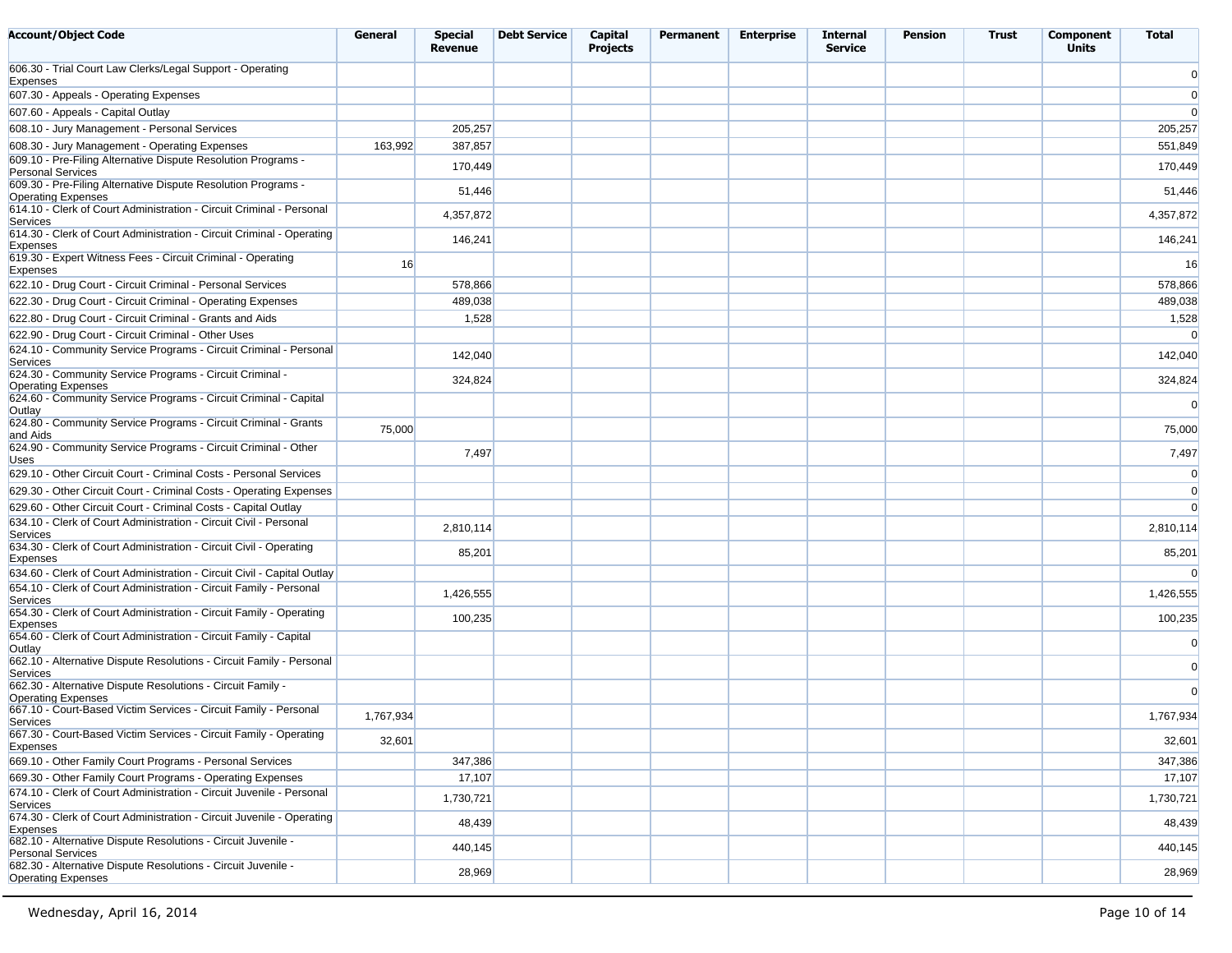| Account/Object Code | General | Special Revenue | Debt Service | Capital Projects | Permanent | Enterprise | Internal Service | Pension | Trust | Component Units | Total |
|---|---|---|---|---|---|---|---|---|---|---|---|
| 606.30 - Trial Court Law Clerks/Legal Support - Operating Expenses | | | | | | | | | | | 0 |
| 607.30 - Appeals - Operating Expenses | | | | | | | | | | | 0 |
| 607.60 - Appeals - Capital Outlay | | | | | | | | | | | 0 |
| 608.10 - Jury Management - Personal Services | | 205,257 | | | | | | | | | 205,257 |
| 608.30 - Jury Management - Operating Expenses | 163,992 | 387,857 | | | | | | | | | 551,849 |
| 609.10 - Pre-Filing Alternative Dispute Resolution Programs - Personal Services | | 170,449 | | | | | | | | | 170,449 |
| 609.30 - Pre-Filing Alternative Dispute Resolution Programs - Operating Expenses | | 51,446 | | | | | | | | | 51,446 |
| 614.10 - Clerk of Court Administration - Circuit Criminal - Personal Services | | 4,357,872 | | | | | | | | | 4,357,872 |
| 614.30 - Clerk of Court Administration - Circuit Criminal - Operating Expenses | | 146,241 | | | | | | | | | 146,241 |
| 619.30 - Expert Witness Fees - Circuit Criminal - Operating Expenses | 16 | | | | | | | | | | 16 |
| 622.10 - Drug Court - Circuit Criminal - Personal Services | | 578,866 | | | | | | | | | 578,866 |
| 622.30 - Drug Court - Circuit Criminal - Operating Expenses | | 489,038 | | | | | | | | | 489,038 |
| 622.80 - Drug Court - Circuit Criminal - Grants and Aids | | 1,528 | | | | | | | | | 1,528 |
| 622.90 - Drug Court - Circuit Criminal - Other Uses | | | | | | | | | | | 0 |
| 624.10 - Community Service Programs - Circuit Criminal - Personal Services | | 142,040 | | | | | | | | | 142,040 |
| 624.30 - Community Service Programs - Circuit Criminal - Operating Expenses | | 324,824 | | | | | | | | | 324,824 |
| 624.60 - Community Service Programs - Circuit Criminal - Capital Outlay | | | | | | | | | | | 0 |
| 624.80 - Community Service Programs - Circuit Criminal - Grants and Aids | 75,000 | | | | | | | | | | 75,000 |
| 624.90 - Community Service Programs - Circuit Criminal - Other Uses | | 7,497 | | | | | | | | | 7,497 |
| 629.10 - Other Circuit Court - Criminal Costs - Personal Services | | | | | | | | | | | 0 |
| 629.30 - Other Circuit Court - Criminal Costs - Operating Expenses | | | | | | | | | | | 0 |
| 629.60 - Other Circuit Court - Criminal Costs - Capital Outlay | | | | | | | | | | | 0 |
| 634.10 - Clerk of Court Administration - Circuit Civil - Personal Services | | 2,810,114 | | | | | | | | | 2,810,114 |
| 634.30 - Clerk of Court Administration - Circuit Civil - Operating Expenses | | 85,201 | | | | | | | | | 85,201 |
| 634.60 - Clerk of Court Administration - Circuit Civil - Capital Outlay | | | | | | | | | | | 0 |
| 654.10 - Clerk of Court Administration - Circuit Family - Personal Services | | 1,426,555 | | | | | | | | | 1,426,555 |
| 654.30 - Clerk of Court Administration - Circuit Family - Operating Expenses | | 100,235 | | | | | | | | | 100,235 |
| 654.60 - Clerk of Court Administration - Circuit Family - Capital Outlay | | | | | | | | | | | 0 |
| 662.10 - Alternative Dispute Resolutions - Circuit Family - Personal Services | | | | | | | | | | | 0 |
| 662.30 - Alternative Dispute Resolutions - Circuit Family - Operating Expenses | | | | | | | | | | | 0 |
| 667.10 - Court-Based Victim Services - Circuit Family - Personal Services | 1,767,934 | | | | | | | | | | 1,767,934 |
| 667.30 - Court-Based Victim Services - Circuit Family - Operating Expenses | 32,601 | | | | | | | | | | 32,601 |
| 669.10 - Other Family Court Programs - Personal Services | | 347,386 | | | | | | | | | 347,386 |
| 669.30 - Other Family Court Programs - Operating Expenses | | 17,107 | | | | | | | | | 17,107 |
| 674.10 - Clerk of Court Administration - Circuit Juvenile - Personal Services | | 1,730,721 | | | | | | | | | 1,730,721 |
| 674.30 - Clerk of Court Administration - Circuit Juvenile - Operating Expenses | | 48,439 | | | | | | | | | 48,439 |
| 682.10 - Alternative Dispute Resolutions - Circuit Juvenile - Personal Services | | 440,145 | | | | | | | | | 440,145 |
| 682.30 - Alternative Dispute Resolutions - Circuit Juvenile - Operating Expenses | | 28,969 | | | | | | | | | 28,969 |

Wednesday, April 16, 2014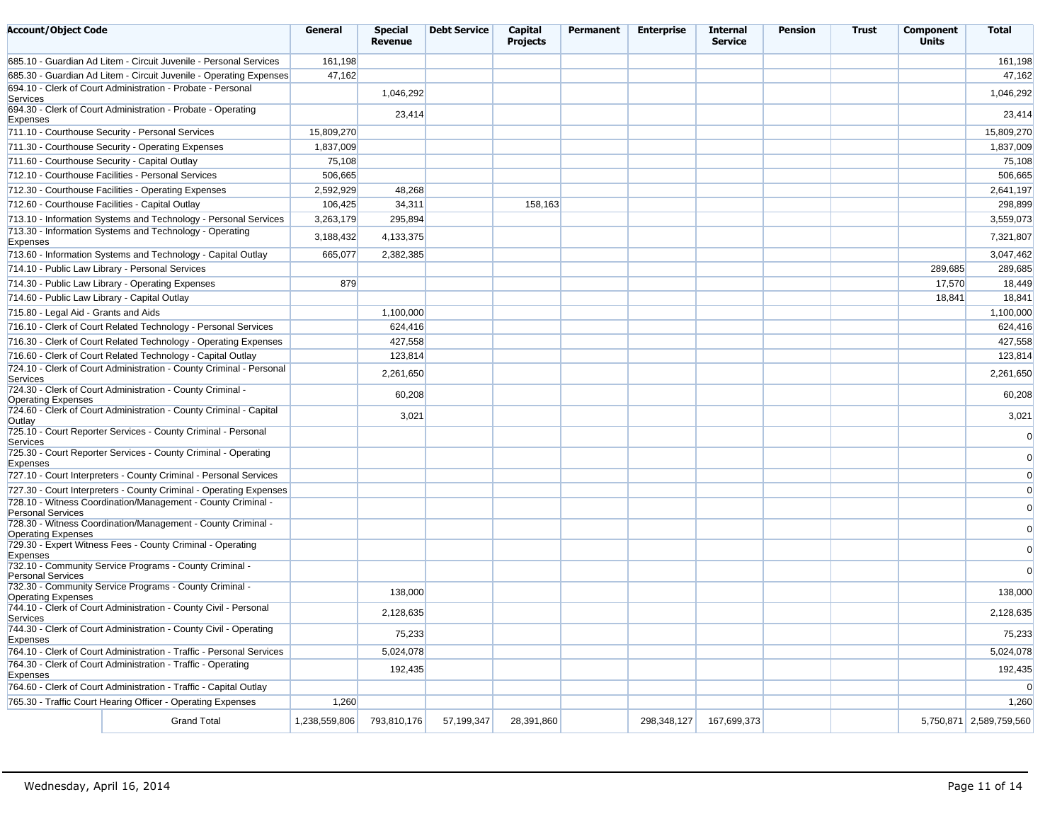| Account/Object Code | General | Special Revenue | Debt Service | Capital Projects | Permanent | Enterprise | Internal Service | Pension | Trust | Component Units | Total |
|---|---|---|---|---|---|---|---|---|---|---|---|
| 685.10 - Guardian Ad Litem - Circuit Juvenile - Personal Services | 161,198 | | | | | | | | | | 161,198 |
| 685.30 - Guardian Ad Litem - Circuit Juvenile - Operating Expenses | 47,162 | | | | | | | | | | 47,162 |
| 694.10 - Clerk of Court Administration - Probate - Personal Services | | 1,046,292 | | | | | | | | | 1,046,292 |
| 694.30 - Clerk of Court Administration - Probate - Operating Expenses | | 23,414 | | | | | | | | | 23,414 |
| 711.10 - Courthouse Security - Personal Services | 15,809,270 | | | | | | | | | | 15,809,270 |
| 711.30 - Courthouse Security - Operating Expenses | 1,837,009 | | | | | | | | | | 1,837,009 |
| 711.60 - Courthouse Security - Capital Outlay | 75,108 | | | | | | | | | | 75,108 |
| 712.10 - Courthouse Facilities - Personal Services | 506,665 | | | | | | | | | | 506,665 |
| 712.30 - Courthouse Facilities - Operating Expenses | 2,592,929 | 48,268 | | | | | | | | | 2,641,197 |
| 712.60 - Courthouse Facilities - Capital Outlay | 106,425 | 34,311 | | 158,163 | | | | | | | 298,899 |
| 713.10 - Information Systems and Technology - Personal Services | 3,263,179 | 295,894 | | | | | | | | | 3,559,073 |
| 713.30 - Information Systems and Technology - Operating Expenses | 3,188,432 | 4,133,375 | | | | | | | | | 7,321,807 |
| 713.60 - Information Systems and Technology - Capital Outlay | 665,077 | 2,382,385 | | | | | | | | | 3,047,462 |
| 714.10 - Public Law Library - Personal Services | | | | | | | | | | 289,685 | 289,685 |
| 714.30 - Public Law Library - Operating Expenses | 879 | | | | | | | | | 17,570 | 18,449 |
| 714.60 - Public Law Library - Capital Outlay | | | | | | | | | | 18,841 | 18,841 |
| 715.80 - Legal Aid - Grants and Aids | | 1,100,000 | | | | | | | | | 1,100,000 |
| 716.10 - Clerk of Court Related Technology - Personal Services | | 624,416 | | | | | | | | | 624,416 |
| 716.30 - Clerk of Court Related Technology - Operating Expenses | | 427,558 | | | | | | | | | 427,558 |
| 716.60 - Clerk of Court Related Technology - Capital Outlay | | 123,814 | | | | | | | | | 123,814 |
| 724.10 - Clerk of Court Administration - County Criminal - Personal Services | | 2,261,650 | | | | | | | | | 2,261,650 |
| 724.30 - Clerk of Court Administration - County Criminal - Operating Expenses | | 60,208 | | | | | | | | | 60,208 |
| 724.60 - Clerk of Court Administration - County Criminal - Capital Outlay | | 3,021 | | | | | | | | | 3,021 |
| 725.10 - Court Reporter Services - County Criminal - Personal Services | | | | | | | | | | | 0 |
| 725.30 - Court Reporter Services - County Criminal - Operating Expenses | | | | | | | | | | | 0 |
| 727.10 - Court Interpreters - County Criminal - Personal Services | | | | | | | | | | | 0 |
| 727.30 - Court Interpreters - County Criminal - Operating Expenses | | | | | | | | | | | 0 |
| 728.10 - Witness Coordination/Management - County Criminal - Personal Services | | | | | | | | | | | 0 |
| 728.30 - Witness Coordination/Management - County Criminal - Operating Expenses | | | | | | | | | | | 0 |
| 729.30 - Expert Witness Fees - County Criminal - Operating Expenses | | | | | | | | | | | 0 |
| 732.10 - Community Service Programs - County Criminal - Personal Services | | | | | | | | | | | 0 |
| 732.30 - Community Service Programs - County Criminal - Operating Expenses | | 138,000 | | | | | | | | | 138,000 |
| 744.10 - Clerk of Court Administration - County Civil - Personal Services | | 2,128,635 | | | | | | | | | 2,128,635 |
| 744.30 - Clerk of Court Administration - County Civil - Operating Expenses | | 75,233 | | | | | | | | | 75,233 |
| 764.10 - Clerk of Court Administration - Traffic - Personal Services | | 5,024,078 | | | | | | | | | 5,024,078 |
| 764.30 - Clerk of Court Administration - Traffic - Operating Expenses | | 192,435 | | | | | | | | | 192,435 |
| 764.60 - Clerk of Court Administration - Traffic - Capital Outlay | | | | | | | | | | | 0 |
| 765.30 - Traffic Court Hearing Officer - Operating Expenses | 1,260 | | | | | | | | | | 1,260 |
| Grand Total | 1,238,559,806 | 793,810,176 | 57,199,347 | 28,391,860 | | 298,348,127 | 167,699,373 | | | 5,750,871 | 2,589,759,560 |

Wednesday, April 16, 2014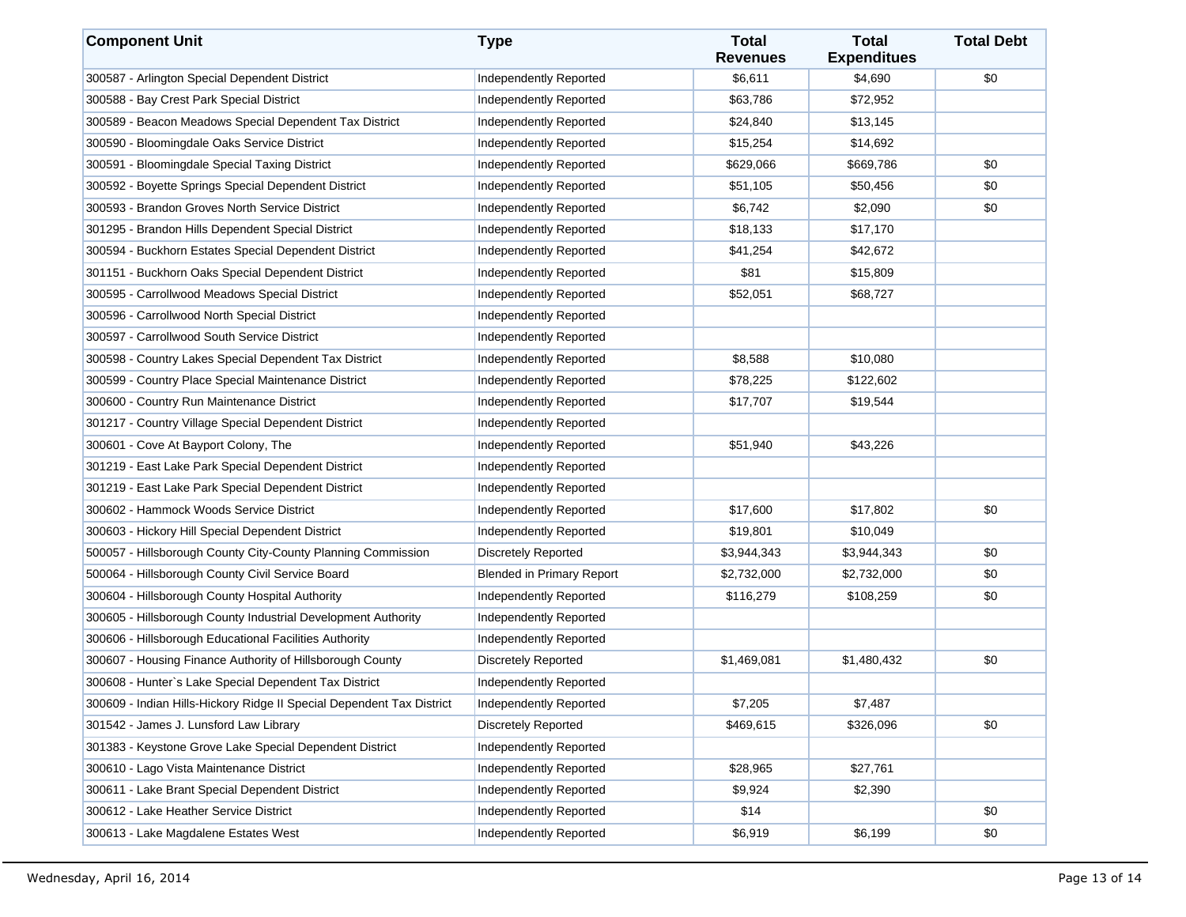| Component Unit | Type | Total Revenues | Total Expenditures | Total Debt |
|---|---|---|---|---|
| 300587 - Arlington Special Dependent District | Independently Reported | $6,611 | $4,690 | $0 |
| 300588 - Bay Crest Park Special District | Independently Reported | $63,786 | $72,952 | |
| 300589 - Beacon Meadows Special Dependent Tax District | Independently Reported | $24,840 | $13,145 | |
| 300590 - Bloomingdale Oaks Service District | Independently Reported | $15,254 | $14,692 | |
| 300591 - Bloomingdale Special Taxing District | Independently Reported | $629,066 | $669,786 | $0 |
| 300592 - Boyette Springs Special Dependent District | Independently Reported | $51,105 | $50,456 | $0 |
| 300593 - Brandon Groves North Service District | Independently Reported | $6,742 | $2,090 | $0 |
| 301295 - Brandon Hills Dependent Special District | Independently Reported | $18,133 | $17,170 | |
| 300594 - Buckhorn Estates Special Dependent District | Independently Reported | $41,254 | $42,672 | |
| 301151 - Buckhorn Oaks Special Dependent District | Independently Reported | $81 | $15,809 | |
| 300595 - Carrollwood Meadows Special District | Independently Reported | $52,051 | $68,727 | |
| 300596 - Carrollwood North Special District | Independently Reported | | | |
| 300597 - Carrollwood South Service District | Independently Reported | | | |
| 300598 - Country Lakes Special Dependent Tax District | Independently Reported | $8,588 | $10,080 | |
| 300599 - Country Place Special Maintenance District | Independently Reported | $78,225 | $122,602 | |
| 300600 - Country Run Maintenance District | Independently Reported | $17,707 | $19,544 | |
| 301217 - Country Village Special Dependent District | Independently Reported | | | |
| 300601 - Cove At Bayport Colony, The | Independently Reported | $51,940 | $43,226 | |
| 301219 - East Lake Park Special Dependent District | Independently Reported | | | |
| 301219 - East Lake Park Special Dependent District | Independently Reported | | | |
| 300602 - Hammock Woods Service District | Independently Reported | $17,600 | $17,802 | $0 |
| 300603 - Hickory Hill Special Dependent District | Independently Reported | $19,801 | $10,049 | |
| 500057 - Hillsborough County City-County Planning Commission | Discretely Reported | $3,944,343 | $3,944,343 | $0 |
| 500064 - Hillsborough County Civil Service Board | Blended in Primary Report | $2,732,000 | $2,732,000 | $0 |
| 300604 - Hillsborough County Hospital Authority | Independently Reported | $116,279 | $108,259 | $0 |
| 300605 - Hillsborough County Industrial Development Authority | Independently Reported | | | |
| 300606 - Hillsborough Educational Facilities Authority | Independently Reported | | | |
| 300607 - Housing Finance Authority of Hillsborough County | Discretely Reported | $1,469,081 | $1,480,432 | $0 |
| 300608 - Hunter`s Lake Special Dependent Tax District | Independently Reported | | | |
| 300609 - Indian Hills-Hickory Ridge II Special Dependent Tax District | Independently Reported | $7,205 | $7,487 | |
| 301542 - James J. Lunsford Law Library | Discretely Reported | $469,615 | $326,096 | $0 |
| 301383 - Keystone Grove Lake Special Dependent District | Independently Reported | | | |
| 300610 - Lago Vista Maintenance District | Independently Reported | $28,965 | $27,761 | |
| 300611 - Lake Brant Special Dependent District | Independently Reported | $9,924 | $2,390 | |
| 300612 - Lake Heather Service District | Independently Reported | $14 | | $0 |
| 300613 - Lake Magdalene Estates West | Independently Reported | $6,919 | $6,199 | $0 |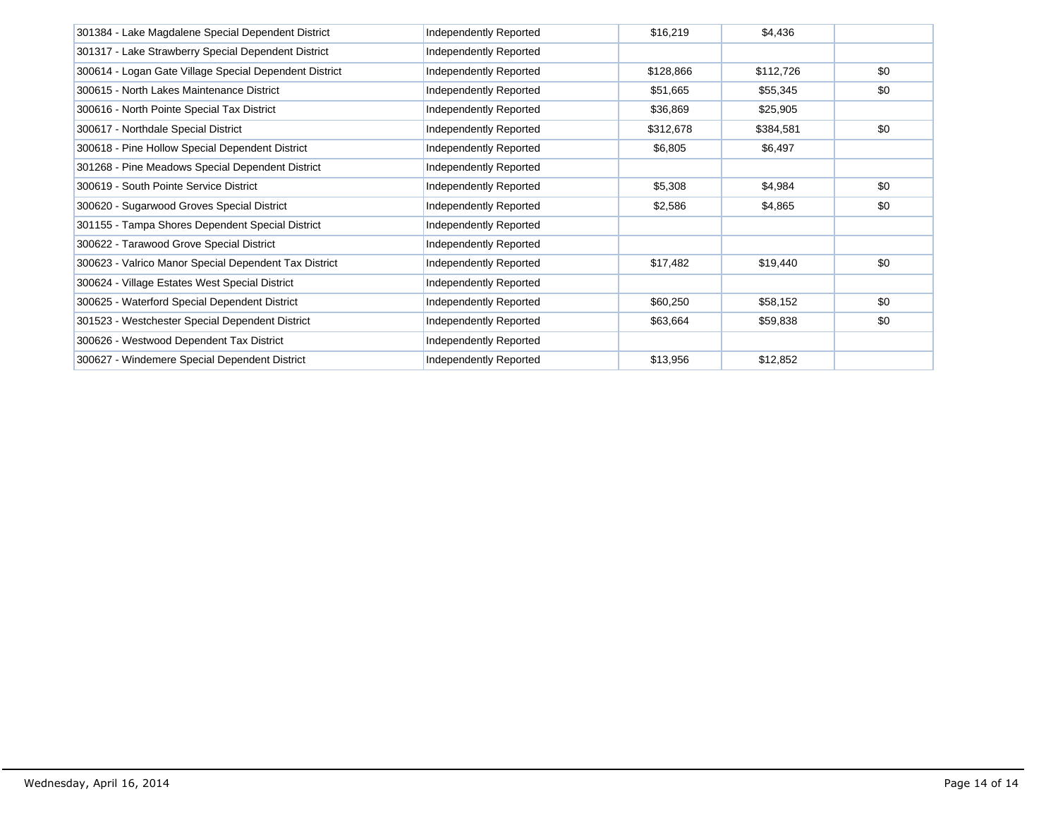| | | | | |
|---|---|---|---|---|
| 301384 - Lake Magdalene Special Dependent District | Independently Reported | $16,219 | $4,436 | |
| 301317 - Lake Strawberry Special Dependent District | Independently Reported | | | |
| 300614 - Logan Gate Village Special Dependent District | Independently Reported | $128,866 | $112,726 | $0 |
| 300615 - North Lakes Maintenance District | Independently Reported | $51,665 | $55,345 | $0 |
| 300616 - North Pointe Special Tax District | Independently Reported | $36,869 | $25,905 | |
| 300617 - Northdale Special District | Independently Reported | $312,678 | $384,581 | $0 |
| 300618 - Pine Hollow Special Dependent District | Independently Reported | $6,805 | $6,497 | |
| 301268 - Pine Meadows Special Dependent District | Independently Reported | | | |
| 300619 - South Pointe Service District | Independently Reported | $5,308 | $4,984 | $0 |
| 300620 - Sugarwood Groves Special District | Independently Reported | $2,586 | $4,865 | $0 |
| 301155 - Tampa Shores Dependent Special District | Independently Reported | | | |
| 300622 - Tarawood Grove Special District | Independently Reported | | | |
| 300623 - Valrico Manor Special Dependent Tax District | Independently Reported | $17,482 | $19,440 | $0 |
| 300624 - Village Estates West Special District | Independently Reported | | | |
| 300625 - Waterford Special Dependent District | Independently Reported | $60,250 | $58,152 | $0 |
| 301523 - Westchester Special Dependent District | Independently Reported | $63,664 | $59,838 | $0 |
| 300626 - Westwood Dependent Tax District | Independently Reported | | | |
| 300627 - Windemere Special Dependent District | Independently Reported | $13,956 | $12,852 | |

Wednesday, April 16, 2014